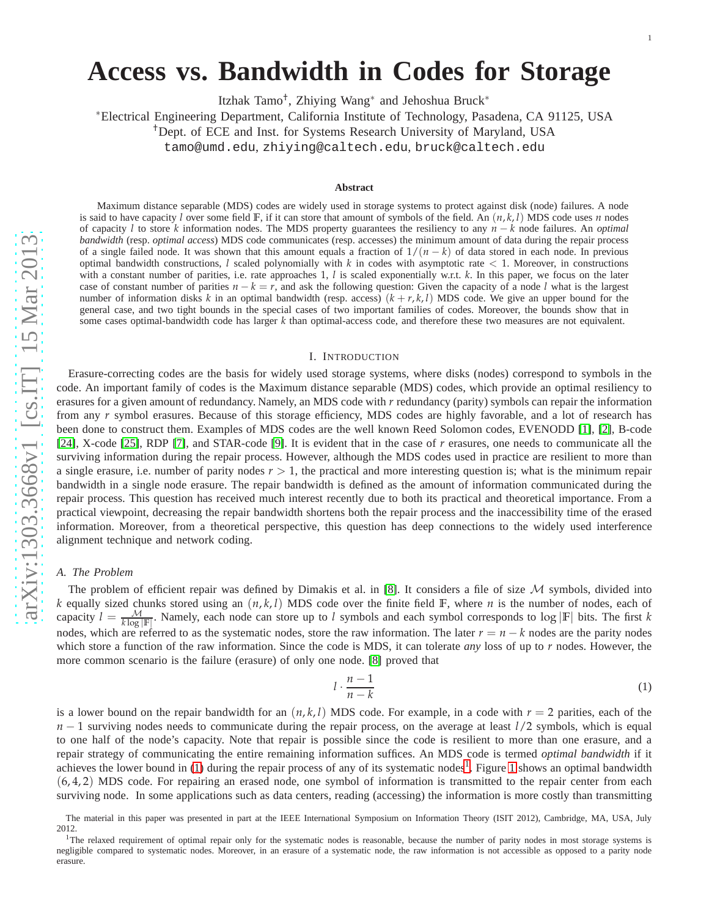# Access vs. Bandwidth in Codes for Storage

Itzhak Tamo[†], Zhiying Wang[*] and Jehoshua Bruck[*]

[*]Electrical Engineering Department, California Institute of Technology, Pasadena, CA 91125, USA
[†]Dept. of ECE and Inst. for Systems Research University of Maryland, USA
tamo@umd.edu, zhiying@caltech.edu, bruck@caltech.edu

**Abstract**

Maximum distance separable (MDS) codes are widely used in storage systems to protect against disk (node) failures. A node is said to have capacity $l$ over some field $\mathbb{F}$, if it can store that amount of symbols of the field. An $(n,k,l)$ MDS code uses $n$ nodes of capacity $l$ to store $k$ information nodes. The MDS property guarantees the resiliency to any $n-k$ node failures. An *optimal bandwidth* (resp. *optimal access*) MDS code communicates (resp. accesses) the minimum amount of data during the repair process of a single failed node. It was shown that this amount equals a fraction of $1/(n-k)$ of data stored in each node. In previous optimal bandwidth constructions, $l$ scaled polynomially with $k$ in codes with asymptotic rate $<1$. Moreover, in constructions with a constant number of parities, i.e. rate approaches 1, $l$ is scaled exponentially w.r.t. $k$. In this paper, we focus on the later case of constant number of parities $n-k=r$, and ask the following question: Given the capacity of a node $l$ what is the largest number of information disks $k$ in an optimal bandwidth (resp. access) $(k+r,k,l)$ MDS code. We give an upper bound for the general case, and two tight bounds in the special cases of two important families of codes. Moreover, the bounds show that in some cases optimal-bandwidth code has larger $k$ than optimal-access code, and therefore these two measures are not equivalent.

## I. Introduction

Erasure-correcting codes are the basis for widely used storage systems, where disks (nodes) correspond to symbols in the code. An important family of codes is the Maximum distance separable (MDS) codes, which provide an optimal resiliency to erasures for a given amount of redundancy. Namely, an MDS code with $r$ redundancy (parity) symbols can repair the information from any $r$ symbol erasures. Because of this storage efficiency, MDS codes are highly favorable, and a lot of research has been done to construct them. Examples of MDS codes are the well known Reed Solomon codes, EVENODD [1], [2], B-code [24], X-code [25], RDP [7], and STAR-code [9]. It is evident that in the case of $r$ erasures, one needs to communicate all the surviving information during the repair process. However, although the MDS codes used in practice are resilient to more than a single erasure, i.e. number of parity nodes $r>1$, the practical and more interesting question is; what is the minimum repair bandwidth in a single node erasure. The repair bandwidth is defined as the amount of information communicated during the repair process. This question has received much interest recently due to both its practical and theoretical importance. From a practical viewpoint, decreasing the repair bandwidth shortens both the repair process and the inaccessibility time of the erased information. Moreover, from a theoretical perspective, this question has deep connections to the widely used interference alignment technique and network coding.

### A. The Problem

The problem of efficient repair was defined by Dimakis et al. in [8]. It considers a file of size $\mathcal{M}$ symbols, divided into $k$ equally sized chunks stored using an $(n,k,l)$ MDS code over the finite field $\mathbb{F}$, where $n$ is the number of nodes, each of capacity $l=\frac{\mathcal{M}}{k\log|\mathbb{F}|}$. Namely, each node can store up to $l$ symbols and each symbol corresponds to $\log|\mathbb{F}|$ bits. The first $k$ nodes, which are referred to as the systematic nodes, store the raw information. The later $r=n-k$ nodes are the parity nodes which store a function of the raw information. Since the code is MDS, it can tolerate *any* loss of up to $r$ nodes. However, the more common scenario is the failure (erasure) of only one node. [8] proved that

$$l\cdot\frac{n-1}{n-k} \tag{1}$$

is a lower bound on the repair bandwidth for an $(n,k,l)$ MDS code. For example, in a code with $r=2$ parities, each of the $n-1$ surviving nodes needs to communicate during the repair process, on the average at least $l/2$ symbols, which is equal to one half of the node's capacity. Note that repair is possible since the code is resilient to more than one erasure, and a repair strategy of communicating the entire remaining information suffices. An MDS code is termed *optimal bandwidth* if it achieves the lower bound in (1) during the repair process of any of its systematic nodes[1]. Figure 1 shows an optimal bandwidth $(6,4,2)$ MDS code. For repairing an erased node, one symbol of information is transmitted to the repair center from each surviving node. In some applications such as data centers, reading (accessing) the information is more costly than transmitting

The material in this paper was presented in part at the IEEE International Symposium on Information Theory (ISIT 2012), Cambridge, MA, USA, July 2012.

[1]The relaxed requirement of optimal repair only for the systematic nodes is reasonable, because the number of parity nodes in most storage systems is negligible compared to systematic nodes. Moreover, in an erasure of a systematic node, the raw information is not accessible as opposed to a parity node erasure.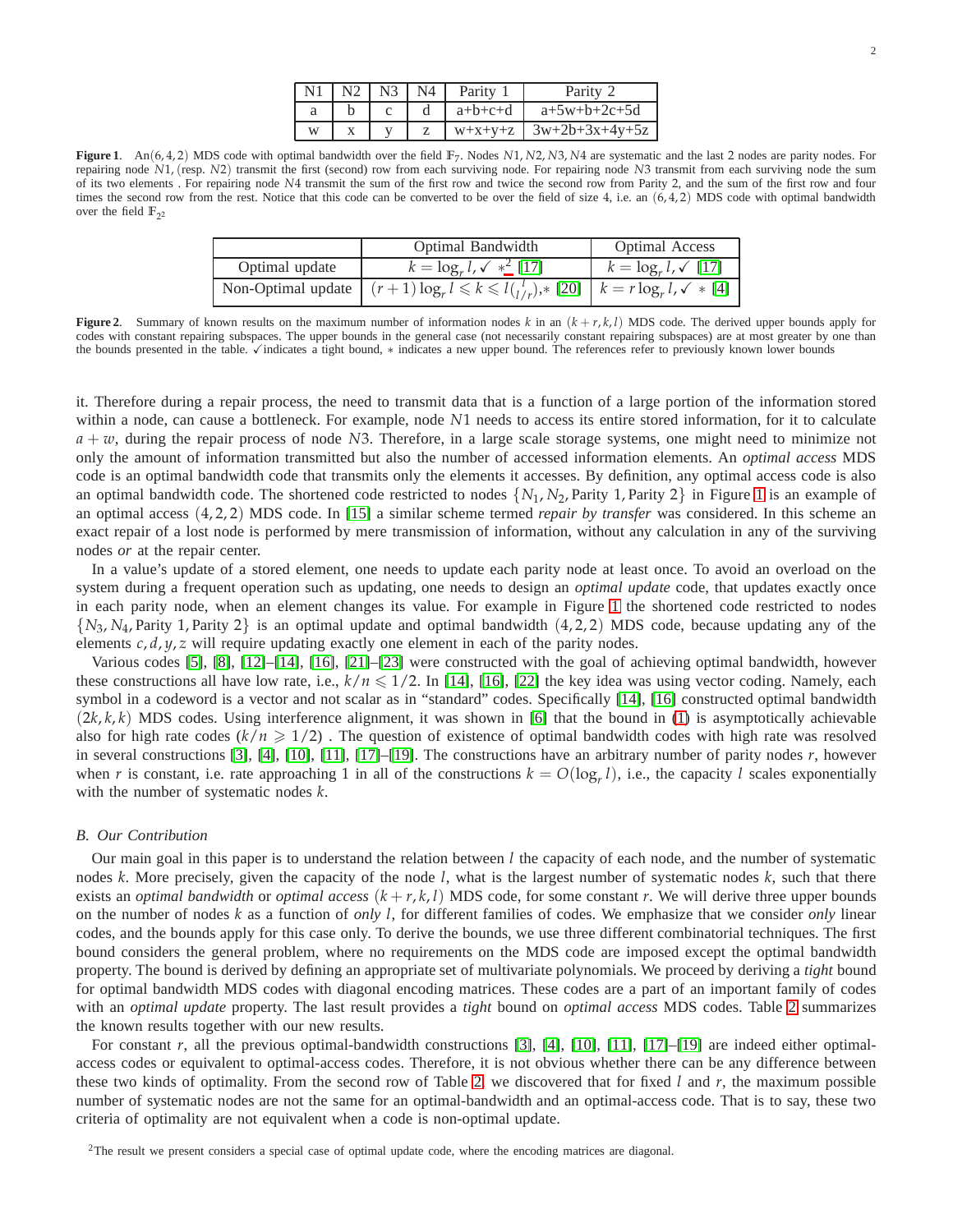| N1 | N2 | N3 | N4 | Parity 1 | Parity 2 |
|---|---|---|---|---|---|
| a | b | c | d | a+b+c+d | a+5w+b+2c+5d |
| w | x | y | z | w+x+y+z | 3w+2b+3x+4y+5z |

**Figure 1**. An $(6,4,2)$ MDS code with optimal bandwidth over the field $\mathbb{F}_7$. Nodes $N1, N2, N3, N4$ are systematic and the last 2 nodes are parity nodes. For repairing node $N1$, (resp. $N2$) transmit the first (second) row from each surviving node. For repairing node $N3$ transmit from each surviving node the sum of its two elements . For repairing node $N4$ transmit the sum of the first row and twice the second row from Parity 2, and the sum of the first row and four times the second row from the rest. Notice that this code can be converted to be over the field of size 4, i.e. an $(6,4,2)$ MDS code with optimal bandwidth over the field $\mathbb{F}_{2^2}$

| | Optimal Bandwidth | Optimal Access |
|---|---|---|
| Optimal update | $k = \log_r l$, ✓ $*$[2] [17] | $k = \log_r l$, ✓ [17] |
| Non-Optimal update | $(r+1)\log_r l \leqslant k \leqslant l\binom{l}{l/r}$,$*$ [20] | $k = r\log_r l$, ✓ $*$ [4] |

**Figure 2**. Summary of known results on the maximum number of information nodes $k$ in an $(k+r, k, l)$ MDS code. The derived upper bounds apply for codes with constant repairing subspaces. The upper bounds in the general case (not necessarily constant repairing subspaces) are at most greater by one than the bounds presented in the table. ✓indicates a tight bound, $*$ indicates a new upper bound. The references refer to previously known lower bounds

it. Therefore during a repair process, the need to transmit data that is a function of a large portion of the information stored within a node, can cause a bottleneck. For example, node $N1$ needs to access its entire stored information, for it to calculate $a+w$, during the repair process of node $N3$. Therefore, in a large scale storage systems, one might need to minimize not only the amount of information transmitted but also the number of accessed information elements. An *optimal access* MDS code is an optimal bandwidth code that transmits only the elements it accesses. By definition, any optimal access code is also an optimal bandwidth code. The shortened code restricted to nodes $\{N_1, N_2, \text{Parity 1}, \text{Parity 2}\}$ in Figure 1 is an example of an optimal access $(4,2,2)$ MDS code. In [15] a similar scheme termed *repair by transfer* was considered. In this scheme an exact repair of a lost node is performed by mere transmission of information, without any calculation in any of the surviving nodes *or* at the repair center.

In a value's update of a stored element, one needs to update each parity node at least once. To avoid an overload on the system during a frequent operation such as updating, one needs to design an *optimal update* code, that updates exactly once in each parity node, when an element changes its value. For example in Figure 1 the shortened code restricted to nodes $\{N_3, N_4, \text{Parity 1}, \text{Parity 2}\}$ is an optimal update and optimal bandwidth $(4,2,2)$ MDS code, because updating any of the elements $c, d, y, z$ will require updating exactly one element in each of the parity nodes.

Various codes [5], [8], [12]–[14], [16], [21]–[23] were constructed with the goal of achieving optimal bandwidth, however these constructions all have low rate, i.e., $k/n \leqslant 1/2$. In [14], [16], [22] the key idea was using vector coding. Namely, each symbol in a codeword is a vector and not scalar as in "standard" codes. Specifically [14], [16] constructed optimal bandwidth $(2k, k, k)$ MDS codes. Using interference alignment, it was shown in [6] that the bound in (1) is asymptotically achievable also for high rate codes $(k/n \geqslant 1/2)$ . The question of existence of optimal bandwidth codes with high rate was resolved in several constructions [3], [4], [10], [11], [17]–[19]. The constructions have an arbitrary number of parity nodes $r$, however when $r$ is constant, i.e. rate approaching 1 in all of the constructions $k = O(\log_r l)$, i.e., the capacity $l$ scales exponentially with the number of systematic nodes $k$.

### B. Our Contribution

Our main goal in this paper is to understand the relation between $l$ the capacity of each node, and the number of systematic nodes $k$. More precisely, given the capacity of the node $l$, what is the largest number of systematic nodes $k$, such that there exists an *optimal bandwidth* or *optimal access* $(k+r, k, l)$ MDS code, for some constant $r$. We will derive three upper bounds on the number of nodes $k$ as a function of *only* $l$, for different families of codes. We emphasize that we consider *only* linear codes, and the bounds apply for this case only. To derive the bounds, we use three different combinatorial techniques. The first bound considers the general problem, where no requirements on the MDS code are imposed except the optimal bandwidth property. The bound is derived by defining an appropriate set of multivariate polynomials. We proceed by deriving a *tight* bound for optimal bandwidth MDS codes with diagonal encoding matrices. These codes are a part of an important family of codes with an *optimal update* property. The last result provides a *tight* bound on *optimal access* MDS codes. Table 2 summarizes the known results together with our new results.

For constant $r$, all the previous optimal-bandwidth constructions [3], [4], [10], [11], [17]–[19] are indeed either optimal-access codes or equivalent to optimal-access codes. Therefore, it is not obvious whether there can be any difference between these two kinds of optimality. From the second row of Table 2, we discovered that for fixed $l$ and $r$, the maximum possible number of systematic nodes are not the same for an optimal-bandwidth and an optimal-access code. That is to say, these two criteria of optimality are not equivalent when a code is non-optimal update.

[2] The result we present considers a special case of optimal update code, where the encoding matrices are diagonal.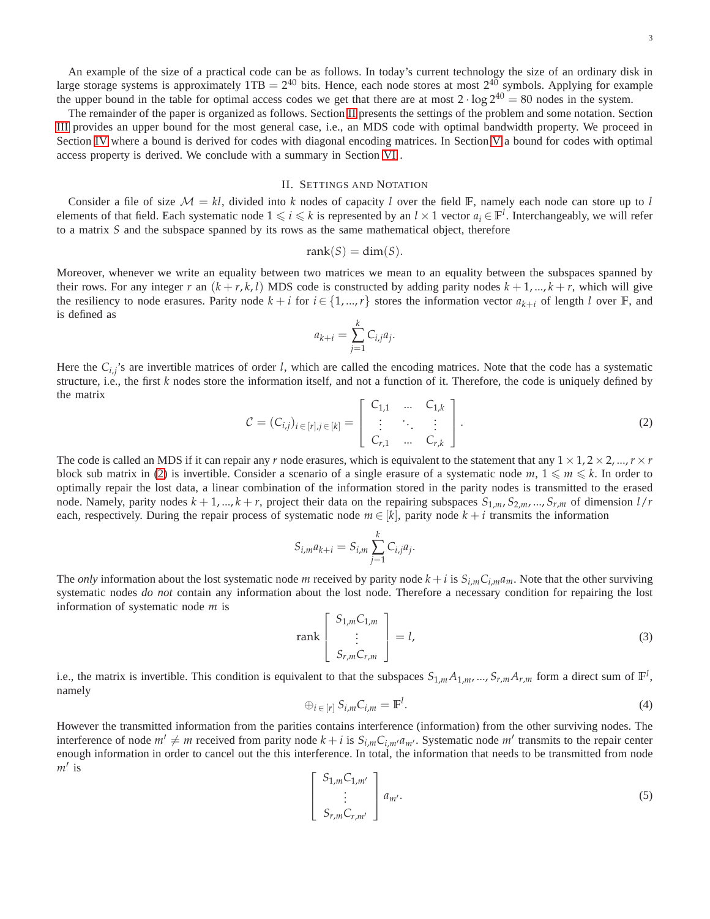An example of the size of a practical code can be as follows. In today's current technology the size of an ordinary disk in large storage systems is approximately $1\text{TB} = 2^{40}$ bits. Hence, each node stores at most $2^{40}$ symbols. Applying for example the upper bound in the table for optimal access codes we get that there are at most $2 \cdot \log 2^{40} = 80$ nodes in the system.

The remainder of the paper is organized as follows. Section II presents the settings of the problem and some notation. Section III provides an upper bound for the most general case, i.e., an MDS code with optimal bandwidth property. We proceed in Section IV where a bound is derived for codes with diagonal encoding matrices. In Section V a bound for codes with optimal access property is derived. We conclude with a summary in Section VI .

## II. Settings and Notation

Consider a file of size $\mathcal{M} = kl$, divided into $k$ nodes of capacity $l$ over the field $\mathbb{F}$, namely each node can store up to $l$ elements of that field. Each systematic node $1 \leqslant i \leqslant k$ is represented by an $l \times 1$ vector $a_i \in \mathbb{F}^l$. Interchangeably, we will refer to a matrix $S$ and the subspace spanned by its rows as the same mathematical object, therefore

$$\text{rank}(S) = \dim(S).$$

Moreover, whenever we write an equality between two matrices we mean to an equality between the subspaces spanned by their rows. For any integer $r$ an $(k+r, k, l)$ MDS code is constructed by adding parity nodes $k+1, ..., k+r$, which will give the resiliency to node erasures. Parity node $k+i$ for $i \in \{1, ..., r\}$ stores the information vector $a_{k+i}$ of length $l$ over $\mathbb{F}$, and is defined as

$$a_{k+i} = \sum_{j=1}^{k} C_{i,j} a_j.$$

Here the $C_{i,j}$'s are invertible matrices of order $l$, which are called the encoding matrices. Note that the code has a systematic structure, i.e., the first $k$ nodes store the information itself, and not a function of it. Therefore, the code is uniquely defined by the matrix

$$\mathcal{C} = (C_{i,j})_{i \in [r], j \in [k]} = \begin{bmatrix} C_{1,1} & \dots & C_{1,k} \\ \vdots & \ddots & \vdots \\ C_{r,1} & \dots & C_{r,k} \end{bmatrix}. \tag{2}$$

The code is called an MDS if it can repair any $r$ node erasures, which is equivalent to the statement that any $1 \times 1, 2 \times 2, ..., r \times r$ block sub matrix in (2) is invertible. Consider a scenario of a single erasure of a systematic node $m$, $1 \leqslant m \leqslant k$. In order to optimally repair the lost data, a linear combination of the information stored in the parity nodes is transmitted to the erased node. Namely, parity nodes $k+1, ..., k+r$, project their data on the repairing subspaces $S_{1,m}, S_{2,m}, ..., S_{r,m}$ of dimension $l/r$ each, respectively. During the repair process of systematic node $m \in [k]$, parity node $k+i$ transmits the information

$$S_{i,m} a_{k+i} = S_{i,m} \sum_{j=1}^{k} C_{i,j} a_j.$$

The *only* information about the lost systematic node $m$ received by parity node $k+i$ is $S_{i,m} C_{i,m} a_m$. Note that the other surviving systematic nodes *do not* contain any information about the lost node. Therefore a necessary condition for repairing the lost information of systematic node $m$ is

$$\text{rank} \begin{bmatrix} S_{1,m} C_{1,m} \\ \vdots \\ S_{r,m} C_{r,m} \end{bmatrix} = l, \tag{3}$$

i.e., the matrix is invertible. This condition is equivalent to that the subspaces $S_{1,m} A_{1,m}, ..., S_{r,m} A_{r,m}$ form a direct sum of $\mathbb{F}^l$, namely

$$\oplus_{i \in [r]} S_{i,m} C_{i,m} = \mathbb{F}^l. \tag{4}$$

However the transmitted information from the parities contains interference (information) from the other surviving nodes. The interference of node $m' \neq m$ received from parity node $k+i$ is $S_{i,m} C_{i,m'} a_{m'}$. Systematic node $m'$ transmits to the repair center enough information in order to cancel out the this interference. In total, the information that needs to be transmitted from node $m'$ is

$$\begin{bmatrix} S_{1,m} C_{1,m'} \\ \vdots \\ S_{r,m} C_{r,m'} \end{bmatrix} a_{m'}. \tag{5}$$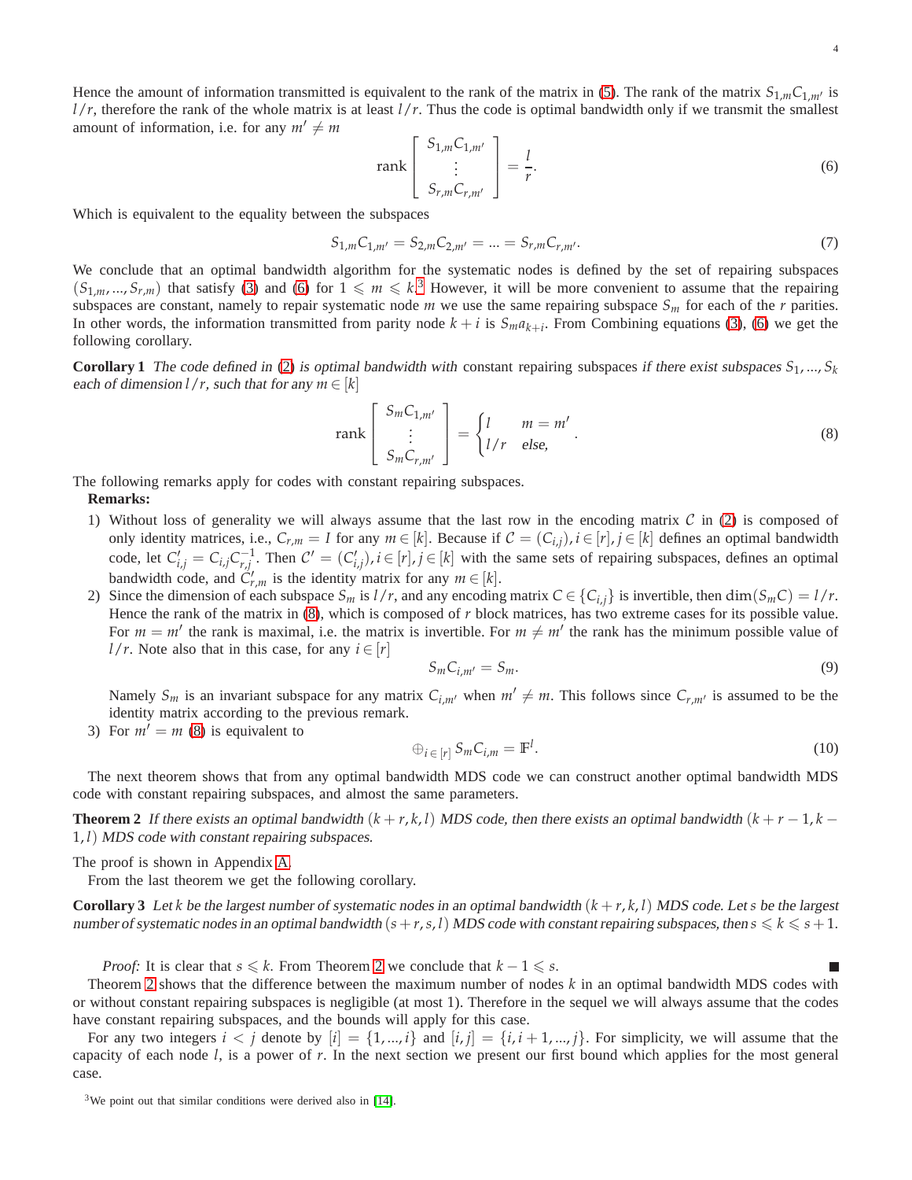Hence the amount of information transmitted is equivalent to the rank of the matrix in (5). The rank of the matrix $S_{1,m}C_{1,m'}$ is $l/r$, therefore the rank of the whole matrix is at least $l/r$. Thus the code is optimal bandwidth only if we transmit the smallest amount of information, i.e. for any $m' \neq m$

$$\text{rank}\begin{bmatrix} S_{1,m}C_{1,m'} \\ \vdots \\ S_{r,m}C_{r,m'} \end{bmatrix} = \frac{l}{r}. \tag{6}$$

Which is equivalent to the equality between the subspaces

$$S_{1,m}C_{1,m'} = S_{2,m}C_{2,m'} = ... = S_{r,m}C_{r,m'}. \tag{7}$$

We conclude that an optimal bandwidth algorithm for the systematic nodes is defined by the set of repairing subspaces $(S_{1,m}, ..., S_{r,m})$ that satisfy (3) and (6) for $1 \leqslant m \leqslant k$.[3] However, it will be more convenient to assume that the repairing subspaces are constant, namely to repair systematic node $m$ we use the same repairing subspace $S_m$ for each of the $r$ parities. In other words, the information transmitted from parity node $k+i$ is $S_m a_{k+i}$. From Combining equations (3), (6) we get the following corollary.

**Corollary 1** *The code defined in (2) is optimal bandwidth with* constant repairing subspaces *if there exist subspaces $S_1, ..., S_k$ each of dimension $l/r$, such that for any $m \in [k]$*

$$\text{rank}\begin{bmatrix} S_m C_{1,m'} \\ \vdots \\ S_m C_{r,m'} \end{bmatrix} = \begin{cases} l & m = m' \\ l/r & \text{else,} \end{cases}. \tag{8}$$

The following remarks apply for codes with constant repairing subspaces.

**Remarks:**

1) Without loss of generality we will always assume that the last row in the encoding matrix $\mathcal{C}$ in (2) is composed of only identity matrices, i.e., $C_{r,m} = I$ for any $m \in [k]$. Because if $\mathcal{C} = (C_{i,j}), i \in [r], j \in [k]$ defines an optimal bandwidth code, let $C'_{i,j} = C_{i,j}C_{r,j}^{-1}$. Then $\mathcal{C}' = (C'_{i,j}), i \in [r], j \in [k]$ with the same sets of repairing subspaces, defines an optimal bandwidth code, and $C'_{r,m}$ is the identity matrix for any $m \in [k]$.
2) Since the dimension of each subspace $S_m$ is $l/r$, and any encoding matrix $C \in \{C_{i,j}\}$ is invertible, then $\dim(S_m C) = l/r$. Hence the rank of the matrix in (8), which is composed of $r$ block matrices, has two extreme cases for its possible value. For $m = m'$ the rank is maximal, i.e. the matrix is invertible. For $m \neq m'$ the rank has the minimum possible value of $l/r$. Note also that in this case, for any $i \in [r]$
$$S_m C_{i,m'} = S_m. \tag{9}$$
Namely $S_m$ is an invariant subspace for any matrix $C_{i,m'}$ when $m' \neq m$. This follows since $C_{r,m'}$ is assumed to be the identity matrix according to the previous remark.
3) For $m' = m$ (8) is equivalent to
$$\oplus_{i \in [r]} S_m C_{i,m} = \mathbb{F}^l. \tag{10}$$

The next theorem shows that from any optimal bandwidth MDS code we can construct another optimal bandwidth MDS code with constant repairing subspaces, and almost the same parameters.

**Theorem 2** *If there exists an optimal bandwidth $(k+r, k, l)$ MDS code, then there exists an optimal bandwidth $(k+r-1, k-1, l)$ MDS code with constant repairing subspaces.*

The proof is shown in Appendix A.

From the last theorem we get the following corollary.

**Corollary 3** *Let $k$ be the largest number of systematic nodes in an optimal bandwidth $(k+r, k, l)$ MDS code. Let $s$ be the largest number of systematic nodes in an optimal bandwidth $(s+r, s, l)$ MDS code with constant repairing subspaces, then $s \leqslant k \leqslant s+1$.*

*Proof:* It is clear that $s \leqslant k$. From Theorem 2 we conclude that $k-1 \leqslant s$. ∎

Theorem 2 shows that the difference between the maximum number of nodes $k$ in an optimal bandwidth MDS codes with or without constant repairing subspaces is negligible (at most 1). Therefore in the sequel we will always assume that the codes have constant repairing subspaces, and the bounds will apply for this case.

For any two integers $i < j$ denote by $[i] = \{1, ..., i\}$ and $[i, j] = \{i, i+1, ..., j\}$. For simplicity, we will assume that the capacity of each node $l$, is a power of $r$. In the next section we present our first bound which applies for the most general case.

[3] We point out that similar conditions were derived also in [14].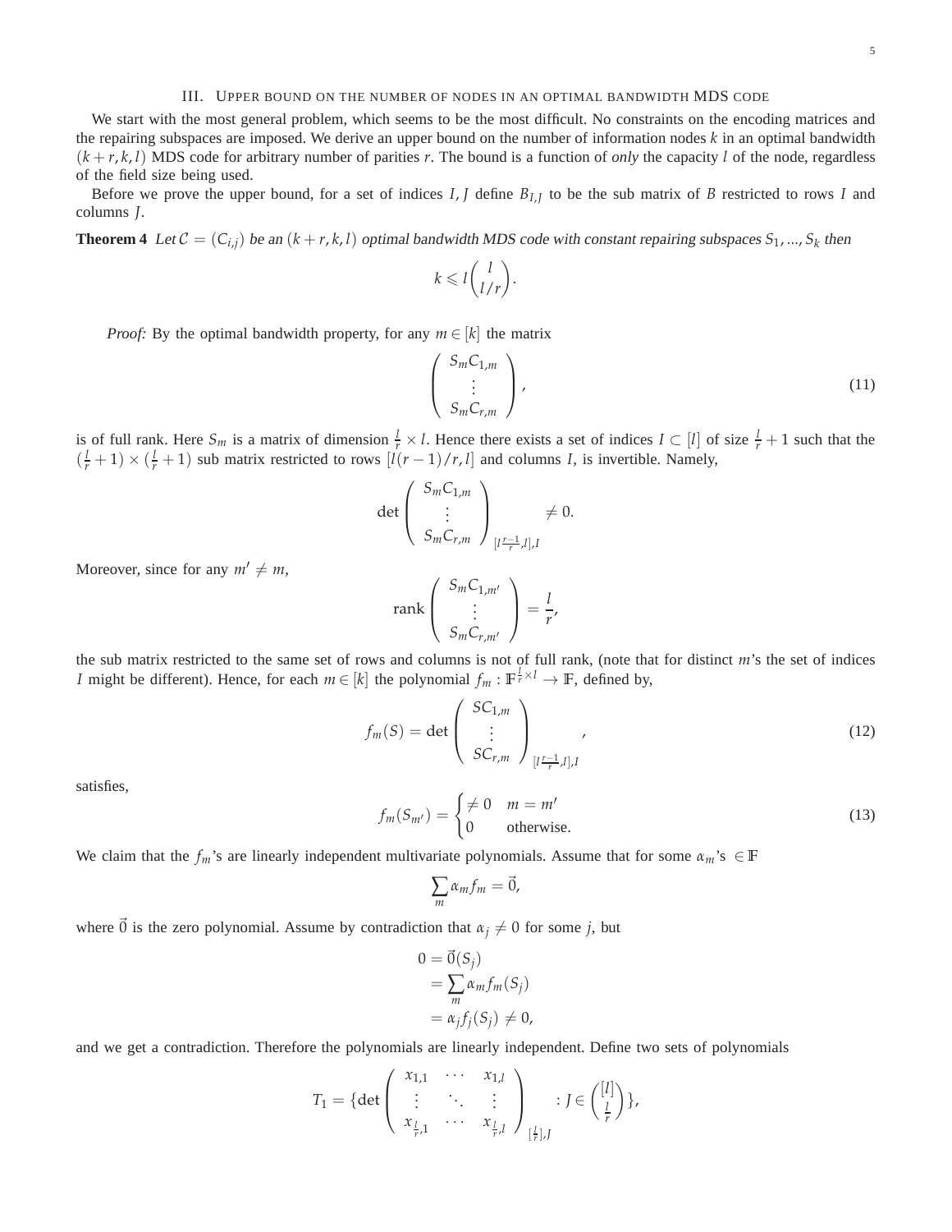## III. Upper bound on the number of nodes in an optimal bandwidth MDS code

We start with the most general problem, which seems to be the most difficult. No constraints on the encoding matrices and the repairing subspaces are imposed. We derive an upper bound on the number of information nodes $k$ in an optimal bandwidth $(k+r,k,l)$ MDS code for arbitrary number of parities $r$. The bound is a function of *only* the capacity $l$ of the node, regardless of the field size being used.

Before we prove the upper bound, for a set of indices $I, J$ define $B_{I,J}$ to be the sub matrix of $B$ restricted to rows $I$ and columns $J$.

**Theorem 4** *Let $\mathcal{C} = (C_{i,j})$ be an $(k+r,k,l)$ optimal bandwidth MDS code with constant repairing subspaces $S_1,...,S_k$ then*

$$k \leqslant l\binom{l}{l/r}.$$

*Proof:* By the optimal bandwidth property, for any $m \in [k]$ the matrix

$$\begin{pmatrix} S_m C_{1,m} \\ \vdots \\ S_m C_{r,m} \end{pmatrix}, \tag{11}$$

is of full rank. Here $S_m$ is a matrix of dimension $\frac{l}{r} \times l$. Hence there exists a set of indices $I \subset [l]$ of size $\frac{l}{r}+1$ such that the $(\frac{l}{r}+1)\times(\frac{l}{r}+1)$ sub matrix restricted to rows $[l(r-1)/r, l]$ and columns $I$, is invertible. Namely,

$$\det\begin{pmatrix} S_m C_{1,m} \\ \vdots \\ S_m C_{r,m} \end{pmatrix}_{[l\frac{r-1}{r},l],I} \neq 0.$$

Moreover, since for any $m' \neq m$,

$$\text{rank}\begin{pmatrix} S_m C_{1,m'} \\ \vdots \\ S_m C_{r,m'} \end{pmatrix} = \frac{l}{r},$$

the sub matrix restricted to the same set of rows and columns is not of full rank, (note that for distinct $m$'s the set of indices $I$ might be different). Hence, for each $m \in [k]$ the polynomial $f_m : \mathbb{F}^{\frac{l}{r}\times l} \to \mathbb{F}$, defined by,

$$f_m(S) = \det\begin{pmatrix} SC_{1,m} \\ \vdots \\ SC_{r,m} \end{pmatrix}_{[l\frac{r-1}{r},l],I}, \tag{12}$$

satisfies,

$$f_m(S_{m'}) = \begin{cases} \neq 0 & m = m' \\ 0 & \text{otherwise.} \end{cases} \tag{13}$$

We claim that the $f_m$'s are linearly independent multivariate polynomials. Assume that for some $\alpha_m$'s $\in \mathbb{F}$

$$\sum_m \alpha_m f_m = \vec{0},$$

where $\vec{0}$ is the zero polynomial. Assume by contradiction that $\alpha_j \neq 0$ for some $j$, but

$$\begin{aligned} 0 &= \vec{0}(S_j) \\ &= \sum_m \alpha_m f_m(S_j) \\ &= \alpha_j f_j(S_j) \neq 0, \end{aligned}$$

and we get a contradiction. Therefore the polynomials are linearly independent. Define two sets of polynomials

$$T_1 = \{\det\begin{pmatrix} x_{1,1} & \cdots & x_{1,l} \\ \vdots & \ddots & \vdots \\ x_{\frac{l}{r},1} & \cdots & x_{\frac{l}{r},l} \end{pmatrix}_{[\frac{l}{r}],J} : J \in \binom{[l]}{\frac{l}{r}}\},$$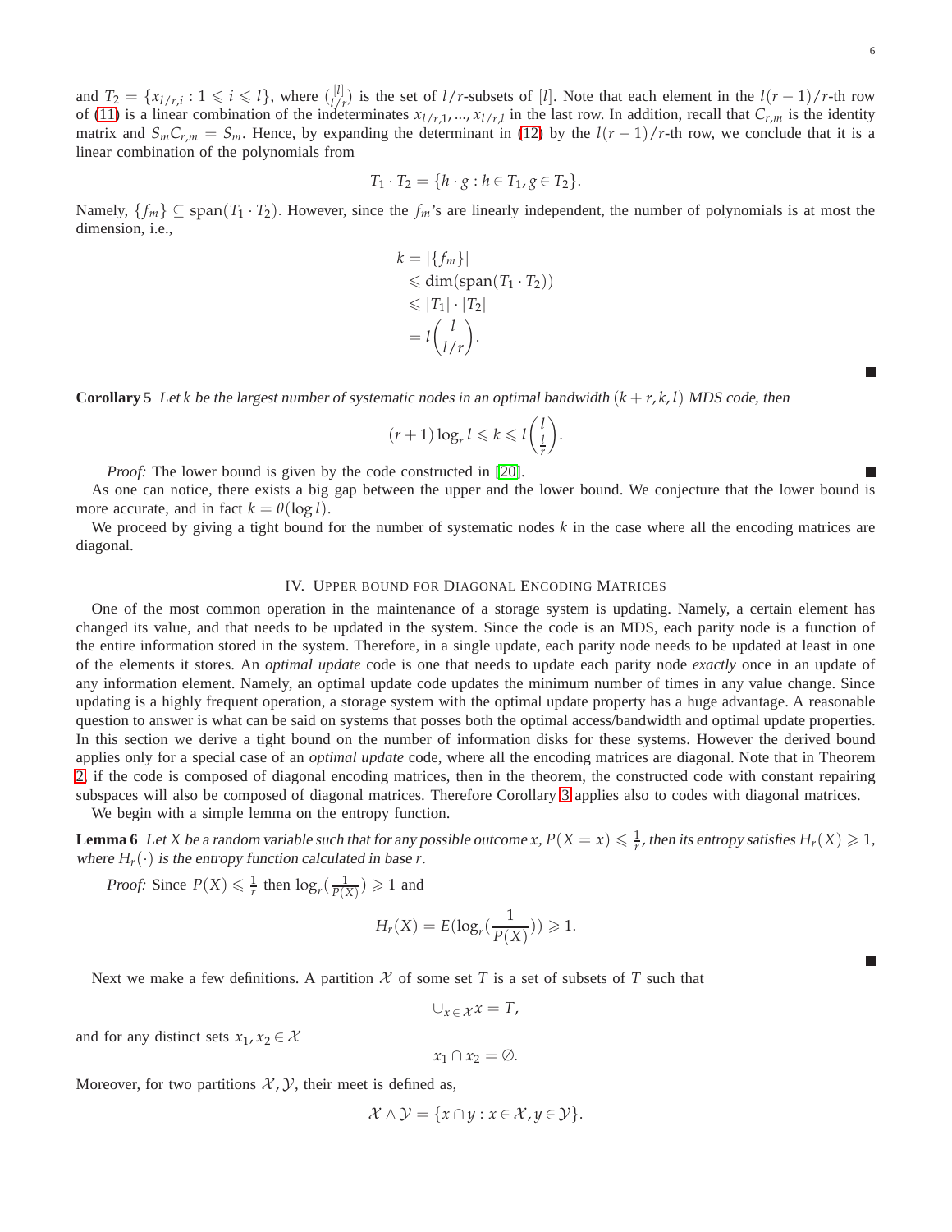and $T_2 = \{x_{l/r,i} : 1 \leqslant i \leqslant l\}$, where $\binom{[l]}{l/r}$ is the set of $l/r$-subsets of $[l]$. Note that each element in the $l(r-1)/r$-th row of (11) is a linear combination of the indeterminates $x_{l/r,1}, ..., x_{l/r,l}$ in the last row. In addition, recall that $C_{r,m}$ is the identity matrix and $S_m C_{r,m} = S_m$. Hence, by expanding the determinant in (12) by the $l(r-1)/r$-th row, we conclude that it is a linear combination of the polynomials from

$$T_1 \cdot T_2 = \{h \cdot g : h \in T_1, g \in T_2\}.$$

Namely, $\{f_m\} \subseteq \text{span}(T_1 \cdot T_2)$. However, since the $f_m$'s are linearly independent, the number of polynomials is at most the dimension, i.e.,

$$\begin{aligned} k &= |\{f_m\}| \\ &\leqslant \dim(\text{span}(T_1 \cdot T_2)) \\ &\leqslant |T_1| \cdot |T_2| \\ &= l\binom{l}{l/r}. \end{aligned}$$

■

**Corollary 5** *Let $k$ be the largest number of systematic nodes in an optimal bandwidth $(k+r,k,l)$ MDS code, then*

$$(r+1)\log_r l \leqslant k \leqslant l\binom{l}{\frac{l}{r}}.$$

*Proof:* The lower bound is given by the code constructed in [20]. ■

As one can notice, there exists a big gap between the upper and the lower bound. We conjecture that the lower bound is more accurate, and in fact $k = \theta(\log l)$.

We proceed by giving a tight bound for the number of systematic nodes $k$ in the case where all the encoding matrices are diagonal.

## IV. Upper bound for Diagonal Encoding Matrices

One of the most common operation in the maintenance of a storage system is updating. Namely, a certain element has changed its value, and that needs to be updated in the system. Since the code is an MDS, each parity node is a function of the entire information stored in the system. Therefore, in a single update, each parity node needs to be updated at least in one of the elements it stores. An *optimal update* code is one that needs to update each parity node *exactly* once in an update of any information element. Namely, an optimal update code updates the minimum number of times in any value change. Since updating is a highly frequent operation, a storage system with the optimal update property has a huge advantage. A reasonable question to answer is what can be said on systems that posses both the optimal access/bandwidth and optimal update properties. In this section we derive a tight bound on the number of information disks for these systems. However the derived bound applies only for a special case of an *optimal update* code, where all the encoding matrices are diagonal. Note that in Theorem 2, if the code is composed of diagonal encoding matrices, then in the theorem, the constructed code with constant repairing subspaces will also be composed of diagonal matrices. Therefore Corollary 3 applies also to codes with diagonal matrices.

We begin with a simple lemma on the entropy function.

**Lemma 6** *Let $X$ be a random variable such that for any possible outcome $x$, $P(X = x) \leqslant \frac{1}{r}$, then its entropy satisfies $H_r(X) \geqslant 1$, where $H_r(\cdot)$ is the entropy function calculated in base $r$.*

*Proof:* Since $P(X) \leqslant \frac{1}{r}$ then $\log_r(\frac{1}{P(X)}) \geqslant 1$ and

$$H_r(X) = E(\log_r(\frac{1}{P(X)})) \geqslant 1.$$

■

Next we make a few definitions. A partition $\mathcal{X}$ of some set $T$ is a set of subsets of $T$ such that

$$\cup_{x \in \mathcal{X}} x = T,$$

and for any distinct sets $x_1, x_2 \in \mathcal{X}$

$$x_1 \cap x_2 = \emptyset.$$

Moreover, for two partitions $\mathcal{X}, \mathcal{Y}$, their meet is defined as,

$$\mathcal{X} \wedge \mathcal{Y} = \{x \cap y : x \in \mathcal{X}, y \in \mathcal{Y}\}.$$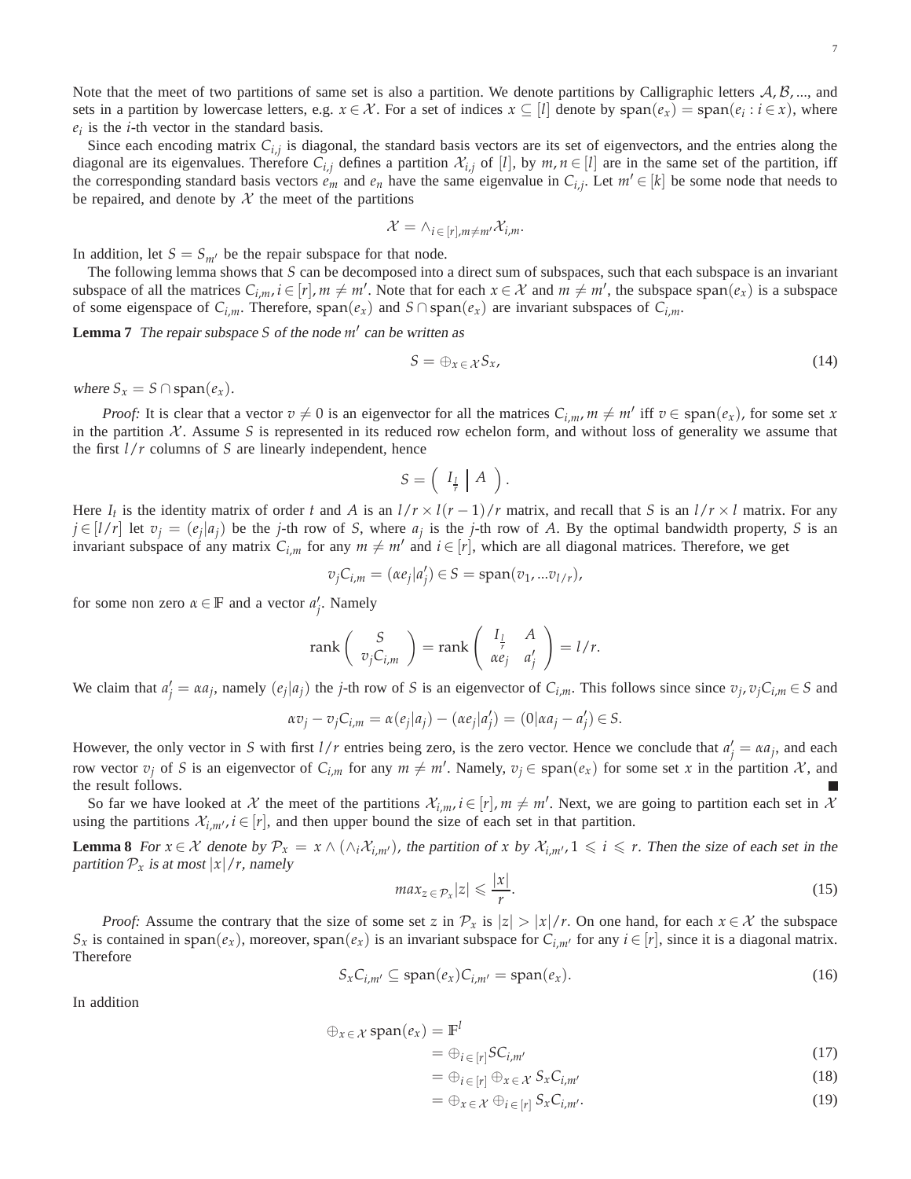Note that the meet of two partitions of same set is also a partition. We denote partitions by Calligraphic letters $\mathcal{A}, \mathcal{B}, ...$, and sets in a partition by lowercase letters, e.g. $x \in \mathcal{X}$. For a set of indices $x \subseteq [l]$ denote by $\text{span}(e_x) = \text{span}(e_i : i \in x)$, where $e_i$ is the $i$-th vector in the standard basis.

Since each encoding matrix $C_{i,j}$ is diagonal, the standard basis vectors are its set of eigenvectors, and the entries along the diagonal are its eigenvalues. Therefore $C_{i,j}$ defines a partition $\mathcal{X}_{i,j}$ of $[l]$, by $m, n \in [l]$ are in the same set of the partition, iff the corresponding standard basis vectors $e_m$ and $e_n$ have the same eigenvalue in $C_{i,j}$. Let $m' \in [k]$ be some node that needs to be repaired, and denote by $\mathcal{X}$ the meet of the partitions

$$\mathcal{X} = \wedge_{i \in [r], m \neq m'} \mathcal{X}_{i,m}.$$

In addition, let $S = S_{m'}$ be the repair subspace for that node.

The following lemma shows that $S$ can be decomposed into a direct sum of subspaces, such that each subspace is an invariant subspace of all the matrices $C_{i,m}, i \in [r], m \neq m'$. Note that for each $x \in \mathcal{X}$ and $m \neq m'$, the subspace $\text{span}(e_x)$ is a subspace of some eigenspace of $C_{i,m}$. Therefore, $\text{span}(e_x)$ and $S \cap \text{span}(e_x)$ are invariant subspaces of $C_{i,m}$.

**Lemma 7** *The repair subspace $S$ of the node $m'$ can be written as*

$$S = \oplus_{x \in \mathcal{X}} S_x, \tag{14}$$

*where $S_x = S \cap \text{span}(e_x)$.*

*Proof:* It is clear that a vector $v \neq 0$ is an eigenvector for all the matrices $C_{i,m}, m \neq m'$ iff $v \in \text{span}(e_x)$, for some set $x$ in the partition $\mathcal{X}$. Assume $S$ is represented in its reduced row echelon form, and without loss of generality we assume that the first $l/r$ columns of $S$ are linearly independent, hence

$$S = \left( \begin{array}{c|c} I_{\frac{l}{r}} & A \end{array} \right).$$

Here $I_t$ is the identity matrix of order $t$ and $A$ is an $l/r \times l(r-1)/r$ matrix, and recall that $S$ is an $l/r \times l$ matrix. For any $j \in [l/r]$ let $v_j = (e_j|a_j)$ be the $j$-th row of $S$, where $a_j$ is the $j$-th row of $A$. By the optimal bandwidth property, $S$ is an invariant subspace of any matrix $C_{i,m}$ for any $m \neq m'$ and $i \in [r]$, which are all diagonal matrices. Therefore, we get

$$v_j C_{i,m} = (\alpha e_j | a'_j) \in S = \text{span}(v_1, ... v_{l/r}),$$

for some non zero $\alpha \in \mathbb{F}$ and a vector $a'_j$. Namely

$$\text{rank} \begin{pmatrix} S \\ v_j C_{i,m} \end{pmatrix} = \text{rank} \begin{pmatrix} I_{\frac{l}{r}} & A \\ \alpha e_j & a'_j \end{pmatrix} = l/r.$$

We claim that $a'_j = \alpha a_j$, namely $(e_j|a_j)$ the $j$-th row of $S$ is an eigenvector of $C_{i,m}$. This follows since since $v_j, v_j C_{i,m} \in S$ and

$$\alpha v_j - v_j C_{i,m} = \alpha(e_j|a_j) - (\alpha e_j|a'_j) = (0|\alpha a_j - a'_j) \in S.$$

However, the only vector in $S$ with first $l/r$ entries being zero, is the zero vector. Hence we conclude that $a'_j = \alpha a_j$, and each row vector $v_j$ of $S$ is an eigenvector of $C_{i,m}$ for any $m \neq m'$. Namely, $v_j \in \text{span}(e_x)$ for some set $x$ in the partition $\mathcal{X}$, and the result follows. ∎

So far we have looked at $\mathcal{X}$ the meet of the partitions $\mathcal{X}_{i,m}, i \in [r], m \neq m'$. Next, we are going to partition each set in $\mathcal{X}$ using the partitions $\mathcal{X}_{i,m'}, i \in [r]$, and then upper bound the size of each set in that partition.

**Lemma 8** *For $x \in \mathcal{X}$ denote by $\mathcal{P}_x = x \wedge (\wedge_i \mathcal{X}_{i,m'})$, the partition of $x$ by $\mathcal{X}_{i,m'}, 1 \leqslant i \leqslant r$. Then the size of each set in the partition $\mathcal{P}_x$ is at most $|x|/r$, namely*

$$max_{z \in \mathcal{P}_x} |z| \leqslant \frac{|x|}{r}. \tag{15}$$

*Proof:* Assume the contrary that the size of some set $z$ in $\mathcal{P}_x$ is $|z| > |x|/r$. On one hand, for each $x \in \mathcal{X}$ the subspace $S_x$ is contained in $\text{span}(e_x)$, moreover, $\text{span}(e_x)$ is an invariant subspace for $C_{i,m'}$ for any $i \in [r]$, since it is a diagonal matrix. Therefore

$$S_x C_{i,m'} \subseteq \text{span}(e_x) C_{i,m'} = \text{span}(e_x). \tag{16}$$

In addition

$$\begin{aligned}
\oplus_{x \in \mathcal{X}} \text{span}(e_x) &= \mathbb{F}^l \\
&= \oplus_{i \in [r]} S C_{i,m'} && (17) \\
&= \oplus_{i \in [r]} \oplus_{x \in \mathcal{X}} S_x C_{i,m'} && (18) \\
&= \oplus_{x \in \mathcal{X}} \oplus_{i \in [r]} S_x C_{i,m'}. && (19)
\end{aligned}$$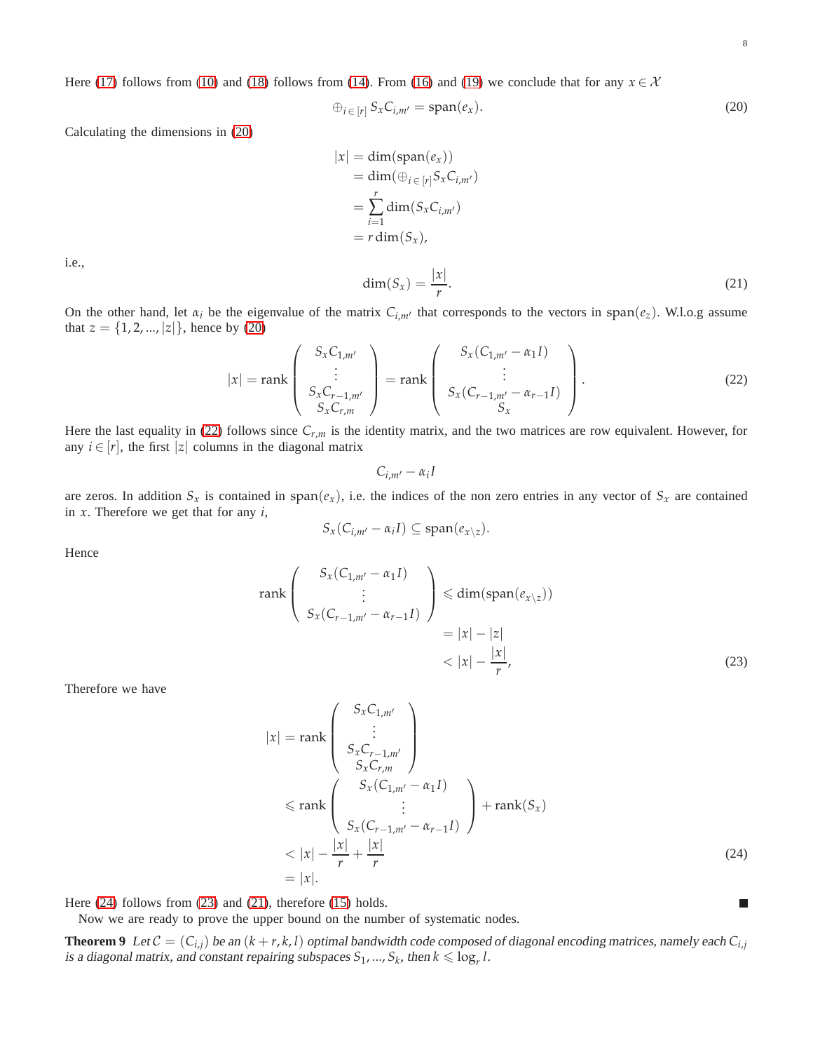Here (17) follows from (10) and (18) follows from (14). From (16) and (19) we conclude that for any $x \in \mathcal{X}$

$$\oplus_{i \in [r]} S_x C_{i,m'} = \text{span}(e_x). \tag{20}$$

Calculating the dimensions in (20)

$$\begin{aligned}
|x| &= \dim(\text{span}(e_x)) \\
&= \dim(\oplus_{i \in [r]} S_x C_{i,m'}) \\
&= \sum_{i=1}^{r} \dim(S_x C_{i,m'}) \\
&= r \dim(S_x),
\end{aligned}$$

i.e.,

$$\dim(S_x) = \frac{|x|}{r}. \tag{21}$$

On the other hand, let $\alpha_i$ be the eigenvalue of the matrix $C_{i,m'}$ that corresponds to the vectors in $\text{span}(e_z)$. W.l.o.g assume that $z = \{1, 2, ..., |z|\}$, hence by (20)

$$|x| = \text{rank} \begin{pmatrix} S_x C_{1,m'} \\ \vdots \\ S_x C_{r-1,m'} \\ S_x C_{r,m} \end{pmatrix} = \text{rank} \begin{pmatrix} S_x (C_{1,m'} - \alpha_1 I) \\ \vdots \\ S_x (C_{r-1,m'} - \alpha_{r-1} I) \\ S_x \end{pmatrix}. \tag{22}$$

Here the last equality in (22) follows since $C_{r,m}$ is the identity matrix, and the two matrices are row equivalent. However, for any $i \in [r]$, the first $|z|$ columns in the diagonal matrix

$$C_{i,m'} - \alpha_i I$$

are zeros. In addition $S_x$ is contained in $\text{span}(e_x)$, i.e. the indices of the non zero entries in any vector of $S_x$ are contained in $x$. Therefore we get that for any $i$,

$$S_x(C_{i,m'} - \alpha_i I) \subseteq \text{span}(e_{x \setminus z}).$$

Hence

$$\begin{aligned}
\text{rank} \begin{pmatrix} S_x (C_{1,m'} - \alpha_1 I) \\ \vdots \\ S_x (C_{r-1,m'} - \alpha_{r-1} I) \end{pmatrix} &\leqslant \dim(\text{span}(e_{x \setminus z})) \\
&= |x| - |z| \\
&< |x| - \frac{|x|}{r},
\end{aligned} \tag{23}$$

Therefore we have

$$\begin{aligned}
|x| &= \text{rank} \begin{pmatrix} S_x C_{1,m'} \\ \vdots \\ S_x C_{r-1,m'} \\ S_x C_{r,m} \end{pmatrix} \\
&\leqslant \text{rank} \begin{pmatrix} S_x (C_{1,m'} - \alpha_1 I) \\ \vdots \\ S_x (C_{r-1,m'} - \alpha_{r-1} I) \end{pmatrix} + \text{rank}(S_x) \\
&< |x| - \frac{|x|}{r} + \frac{|x|}{r} \\
&= |x|.
\end{aligned} \tag{24}$$

Here (24) follows from (23) and (21), therefore (15) holds. ■

Now we are ready to prove the upper bound on the number of systematic nodes.

**Theorem 9** *Let $\mathcal{C} = (C_{i,j})$ be an $(k + r, k, l)$ optimal bandwidth code composed of diagonal encoding matrices, namely each $C_{i,j}$ is a diagonal matrix, and constant repairing subspaces $S_1, ..., S_k$, then $k \leqslant \log_r l$.*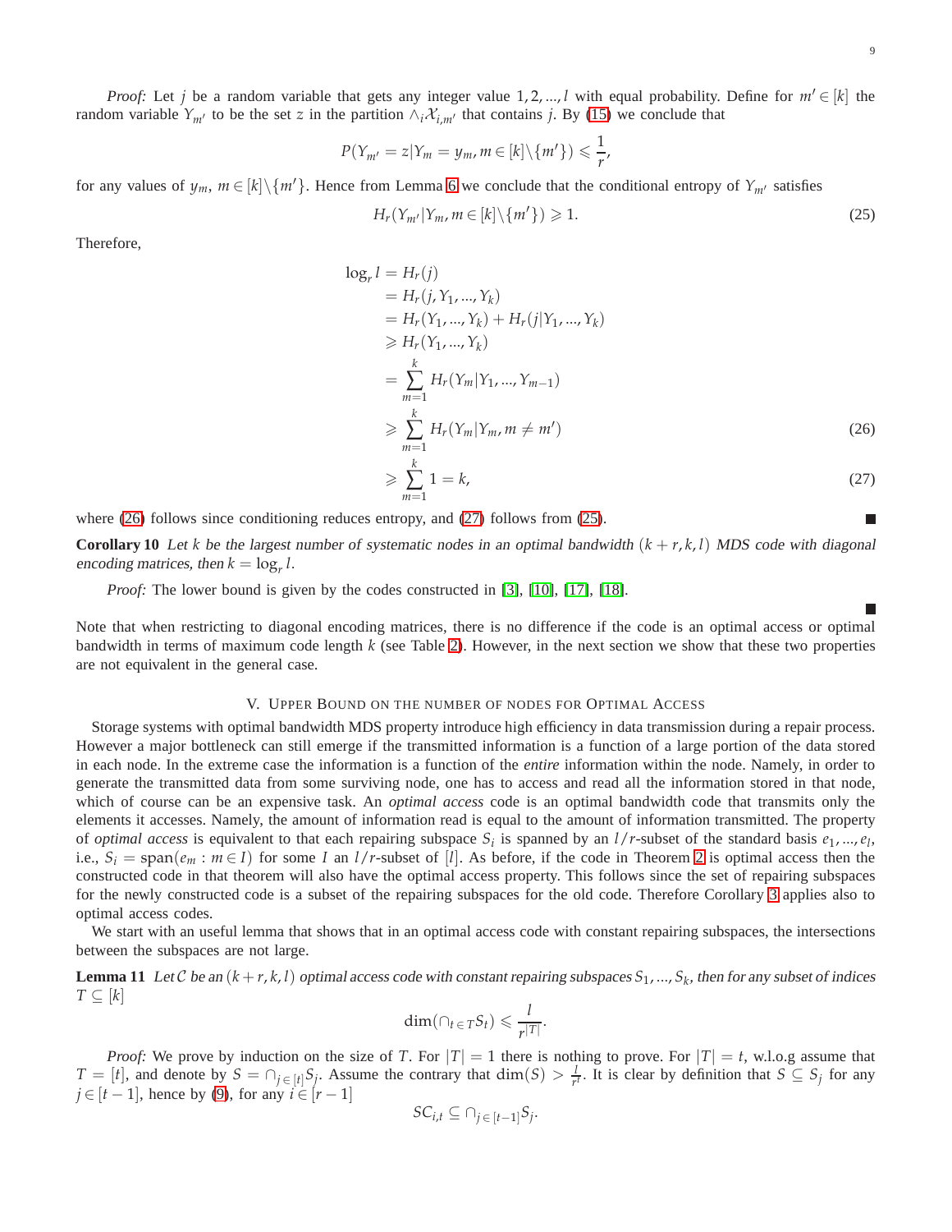*Proof:* Let $j$ be a random variable that gets any integer value $1,2,...,l$ with equal probability. Define for $m' \in [k]$ the random variable $Y_{m'}$ to be the set $z$ in the partition $\wedge_i \mathcal{X}_{i,m'}$ that contains $j$. By (15) we conclude that

$$P(Y_{m'} = z | Y_m = y_m, m \in [k] \backslash \{m'\}) \leqslant \frac{1}{r},$$

for any values of $y_m$, $m \in [k] \backslash \{m'\}$. Hence from Lemma 6 we conclude that the conditional entropy of $Y_{m'}$ satisfies

$$H_r(Y_{m'} | Y_m, m \in [k] \backslash \{m'\}) \geqslant 1. \tag{25}$$

Therefore,

$$\begin{aligned}
\log_r l &= H_r(j) \\
&= H_r(j, Y_1, ..., Y_k) \\
&= H_r(Y_1, ..., Y_k) + H_r(j | Y_1, ..., Y_k) \\
&\geqslant H_r(Y_1, ..., Y_k) \\
&= \sum_{m=1}^{k} H_r(Y_m | Y_1, ..., Y_{m-1}) \\
&\geqslant \sum_{m=1}^{k} H_r(Y_m | Y_m, m \neq m') \qquad (26)\\
&\geqslant \sum_{m=1}^{k} 1 = k, \qquad (27)
\end{aligned}$$

where (26) follows since conditioning reduces entropy, and (27) follows from (25). ■

**Corollary 10** *Let $k$ be the largest number of systematic nodes in an optimal bandwidth $(k+r,k,l)$ MDS code with diagonal encoding matrices, then $k = \log_r l$.*

*Proof:* The lower bound is given by the codes constructed in [3], [10], [17], [18]. ■

Note that when restricting to diagonal encoding matrices, there is no difference if the code is an optimal access or optimal bandwidth in terms of maximum code length $k$ (see Table 2). However, in the next section we show that these two properties are not equivalent in the general case.

## V. Upper Bound on the number of nodes for Optimal Access

Storage systems with optimal bandwidth MDS property introduce high efficiency in data transmission during a repair process. However a major bottleneck can still emerge if the transmitted information is a function of a large portion of the data stored in each node. In the extreme case the information is a function of the *entire* information within the node. Namely, in order to generate the transmitted data from some surviving node, one has to access and read all the information stored in that node, which of course can be an expensive task. An *optimal access* code is an optimal bandwidth code that transmits only the elements it accesses. Namely, the amount of information read is equal to the amount of information transmitted. The property of *optimal access* is equivalent to that each repairing subspace $S_i$ is spanned by an $l/r$-subset of the standard basis $e_1, ..., e_l$, i.e., $S_i = \text{span}(e_m : m \in I)$ for some $I$ an $l/r$-subset of $[l]$. As before, if the code in Theorem 2 is optimal access then the constructed code in that theorem will also have the optimal access property. This follows since the set of repairing subspaces for the newly constructed code is a subset of the repairing subspaces for the old code. Therefore Corollary 3 applies also to optimal access codes.

We start with an useful lemma that shows that in an optimal access code with constant repairing subspaces, the intersections between the subspaces are not large.

**Lemma 11** *Let $\mathcal{C}$ be an $(k+r,k,l)$ optimal access code with constant repairing subspaces $S_1, ..., S_k$, then for any subset of indices $T \subseteq [k]$*

$$\dim(\cap_{t \in T} S_t) \leqslant \frac{l}{r^{|T|}}.$$

*Proof:* We prove by induction on the size of $T$. For $|T| = 1$ there is nothing to prove. For $|T| = t$, w.l.o.g assume that $T = [t]$, and denote by $S = \cap_{j \in [t]} S_j$. Assume the contrary that $\dim(S) > \frac{l}{r^t}$. It is clear by definition that $S \subseteq S_j$ for any $j \in [t-1]$, hence by (9), for any $i \in [r-1]$

$$SC_{i,t} \subseteq \cap_{j \in [t-1]} S_j.$$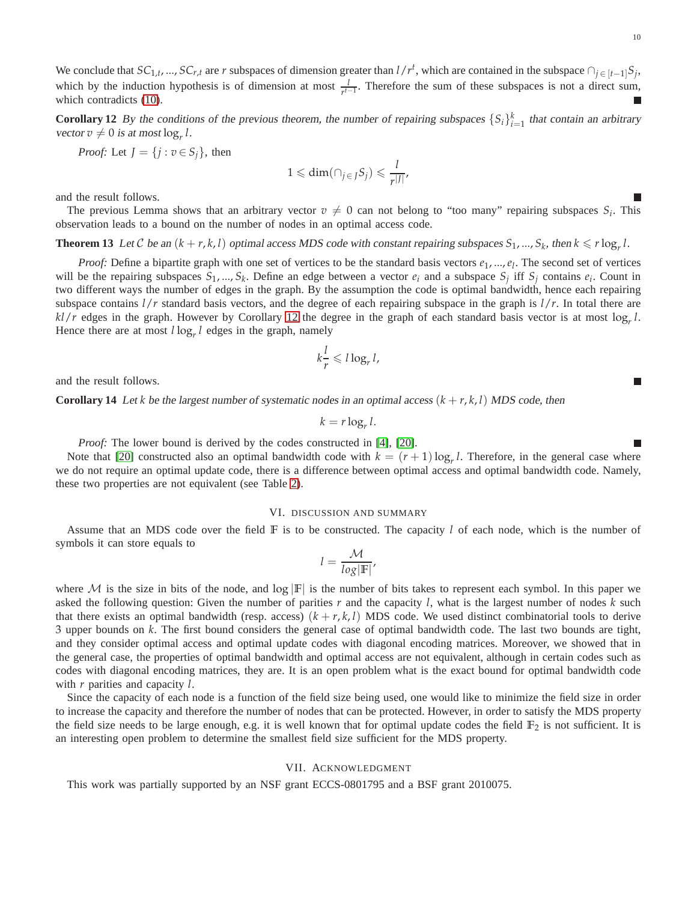We conclude that $SC_{1,t},...,SC_{r,t}$ are $r$ subspaces of dimension greater than $l/r^t$, which are contained in the subspace $\cap_{j\in[t-1]}S_j$, which by the induction hypothesis is of dimension at most $\frac{l}{r^{t-1}}$. Therefore the sum of these subspaces is not a direct sum, which contradicts (10). ■

**Corollary 12** *By the conditions of the previous theorem, the number of repairing subspaces $\{S_i\}_{i=1}^k$ that contain an arbitrary vector $v \neq 0$ is at most $\log_r l$.*

*Proof:* Let $J = \{j : v \in S_j\}$, then

$$1 \leqslant \dim(\cap_{j\in J}S_j) \leqslant \frac{l}{r^{|J|}},$$

and the result follows. ■

The previous Lemma shows that an arbitrary vector $v \neq 0$ can not belong to "too many" repairing subspaces $S_i$. This observation leads to a bound on the number of nodes in an optimal access code.

**Theorem 13** *Let $\mathcal{C}$ be an $(k+r,k,l)$ optimal access MDS code with constant repairing subspaces $S_1,...,S_k$, then $k \leqslant r\log_r l$.*

*Proof:* Define a bipartite graph with one set of vertices to be the standard basis vectors $e_1,...,e_l$. The second set of vertices will be the repairing subspaces $S_1,...,S_k$. Define an edge between a vector $e_i$ and a subspace $S_j$ iff $S_j$ contains $e_i$. Count in two different ways the number of edges in the graph. By the assumption the code is optimal bandwidth, hence each repairing subspace contains $l/r$ standard basis vectors, and the degree of each repairing subspace in the graph is $l/r$. In total there are $kl/r$ edges in the graph. However by Corollary 12 the degree in the graph of each standard basis vector is at most $\log_r l$. Hence there are at most $l\log_r l$ edges in the graph, namely

$$k\frac{l}{r} \leqslant l\log_r l,$$

and the result follows. ■

**Corollary 14** *Let $k$ be the largest number of systematic nodes in an optimal access $(k+r,k,l)$ MDS code, then*

$$k = r\log_r l.$$

*Proof:* The lower bound is derived by the codes constructed in [4], [20]. ■

Note that [20] constructed also an optimal bandwidth code with $k = (r+1)\log_r l$. Therefore, in the general case where we do not require an optimal update code, there is a difference between optimal access and optimal bandwidth code. Namely, these two properties are not equivalent (see Table 2).

## VI. Discussion and Summary

Assume that an MDS code over the field $\mathbb{F}$ is to be constructed. The capacity $l$ of each node, which is the number of symbols it can store equals to

$$l = \frac{\mathcal{M}}{log|\mathbb{F}|},$$

where $\mathcal{M}$ is the size in bits of the node, and $\log|\mathbb{F}|$ is the number of bits takes to represent each symbol. In this paper we asked the following question: Given the number of parities $r$ and the capacity $l$, what is the largest number of nodes $k$ such that there exists an optimal bandwidth (resp. access) $(k+r,k,l)$ MDS code. We used distinct combinatorial tools to derive 3 upper bounds on $k$. The first bound considers the general case of optimal bandwidth code. The last two bounds are tight, and they consider optimal access and optimal update codes with diagonal encoding matrices. Moreover, we showed that in the general case, the properties of optimal bandwidth and optimal access are not equivalent, although in certain codes such as codes with diagonal encoding matrices, they are. It is an open problem what is the exact bound for optimal bandwidth code with $r$ parities and capacity $l$.

Since the capacity of each node is a function of the field size being used, one would like to minimize the field size in order to increase the capacity and therefore the number of nodes that can be protected. However, in order to satisfy the MDS property the field size needs to be large enough, e.g. it is well known that for optimal update codes the field $\mathbb{F}_2$ is not sufficient. It is an interesting open problem to determine the smallest field size sufficient for the MDS property.

## VII. Acknowledgment

This work was partially supported by an NSF grant ECCS-0801795 and a BSF grant 2010075.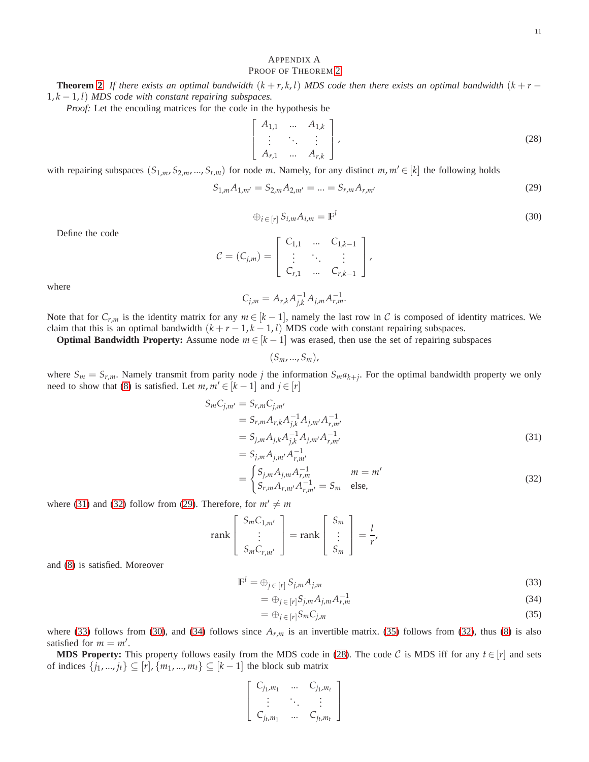# Appendix A
## Proof of Theorem 2

**Theorem 2** *If there exists an optimal bandwidth $(k+r,k,l)$ MDS code then there exists an optimal bandwidth $(k+r-1,k-1,l)$ MDS code with constant repairing subspaces.*

*Proof:* Let the encoding matrices for the code in the hypothesis be

$$\begin{bmatrix} A_{1,1} & \dots & A_{1,k} \\ \vdots & \ddots & \vdots \\ A_{r,1} & \dots & A_{r,k} \end{bmatrix}, \tag{28}$$

with repairing subspaces $(S_{1,m}, S_{2,m}, ..., S_{r,m})$ for node $m$. Namely, for any distinct $m, m' \in [k]$ the following holds

$$S_{1,m}A_{1,m'} = S_{2,m}A_{2,m'} = ... = S_{r,m}A_{r,m'} \tag{29}$$

$$\oplus_{i \in [r]} S_{i,m}A_{i,m} = \mathbb{F}^l \tag{30}$$

Define the code

$$\mathcal{C} = (C_{j,m}) = \begin{bmatrix} C_{1,1} & \dots & C_{1,k-1} \\ \vdots & \ddots & \vdots \\ C_{r,1} & \dots & C_{r,k-1} \end{bmatrix},$$

where

$$C_{j,m} = A_{r,k}A_{j,k}^{-1}A_{j,m}A_{r,m}^{-1}.$$

Note that for $C_{r,m}$ is the identity matrix for any $m \in [k-1]$, namely the last row in $\mathcal{C}$ is composed of identity matrices. We claim that this is an optimal bandwidth $(k+r-1,k-1,l)$ MDS code with constant repairing subspaces.

**Optimal Bandwidth Property:** Assume node $m \in [k-1]$ was erased, then use the set of repairing subspaces

$$(S_m, ..., S_m),$$

where $S_m = S_{r,m}$. Namely transmit from parity node $j$ the information $S_m a_{k+j}$. For the optimal bandwidth property we only need to show that (8) is satisfied. Let $m, m' \in [k-1]$ and $j \in [r]$

$$\begin{aligned} S_m C_{j,m'} &= S_{r,m}C_{j,m'} \\ &= S_{r,m}A_{r,k}A_{j,k}^{-1}A_{j,m'}A_{r,m'}^{-1} \\ &= S_{j,m}A_{j,k}A_{j,k}^{-1}A_{j,m'}A_{r,m'}^{-1} \\ &= S_{j,m}A_{j,m'}A_{r,m'}^{-1} \end{aligned} \tag{31}$$

$$= \begin{cases} S_{j,m}A_{j,m}A_{r,m}^{-1} & m = m' \\ S_{r,m}A_{r,m'}A_{r,m'}^{-1} = S_m & \text{else,} \end{cases} \tag{32}$$

where (31) and (32) follow from (29). Therefore, for $m' \neq m$

$$\text{rank}\begin{bmatrix} S_m C_{1,m'} \\ \vdots \\ S_m C_{r,m'} \end{bmatrix} = \text{rank}\begin{bmatrix} S_m \\ \vdots \\ S_m \end{bmatrix} = \frac{l}{r},$$

and (8) is satisfied. Moreover

$$\mathbb{F}^l = \oplus_{j \in [r]} S_{j,m}A_{j,m} \tag{33}$$

$$= \oplus_{j \in [r]} S_{j,m}A_{j,m}A_{r,m}^{-1} \tag{34}$$

$$= \oplus_{j \in [r]} S_m C_{j,m} \tag{35}$$

where (33) follows from (30), and (34) follows since $A_{r,m}$ is an invertible matrix. (35) follows from (32), thus (8) is also satisfied for $m = m'$.

**MDS Property:** This property follows easily from the MDS code in (28). The code $\mathcal{C}$ is MDS iff for any $t \in [r]$ and sets of indices $\{j_1, ..., j_t\} \subseteq [r], \{m_1, ..., m_t\} \subseteq [k-1]$ the block sub matrix

$$\begin{bmatrix} C_{j_1,m_1} & \dots & C_{j_1,m_t} \\ \vdots & \ddots & \vdots \\ C_{j_t,m_1} & \dots & C_{j_t,m_t} \end{bmatrix}$$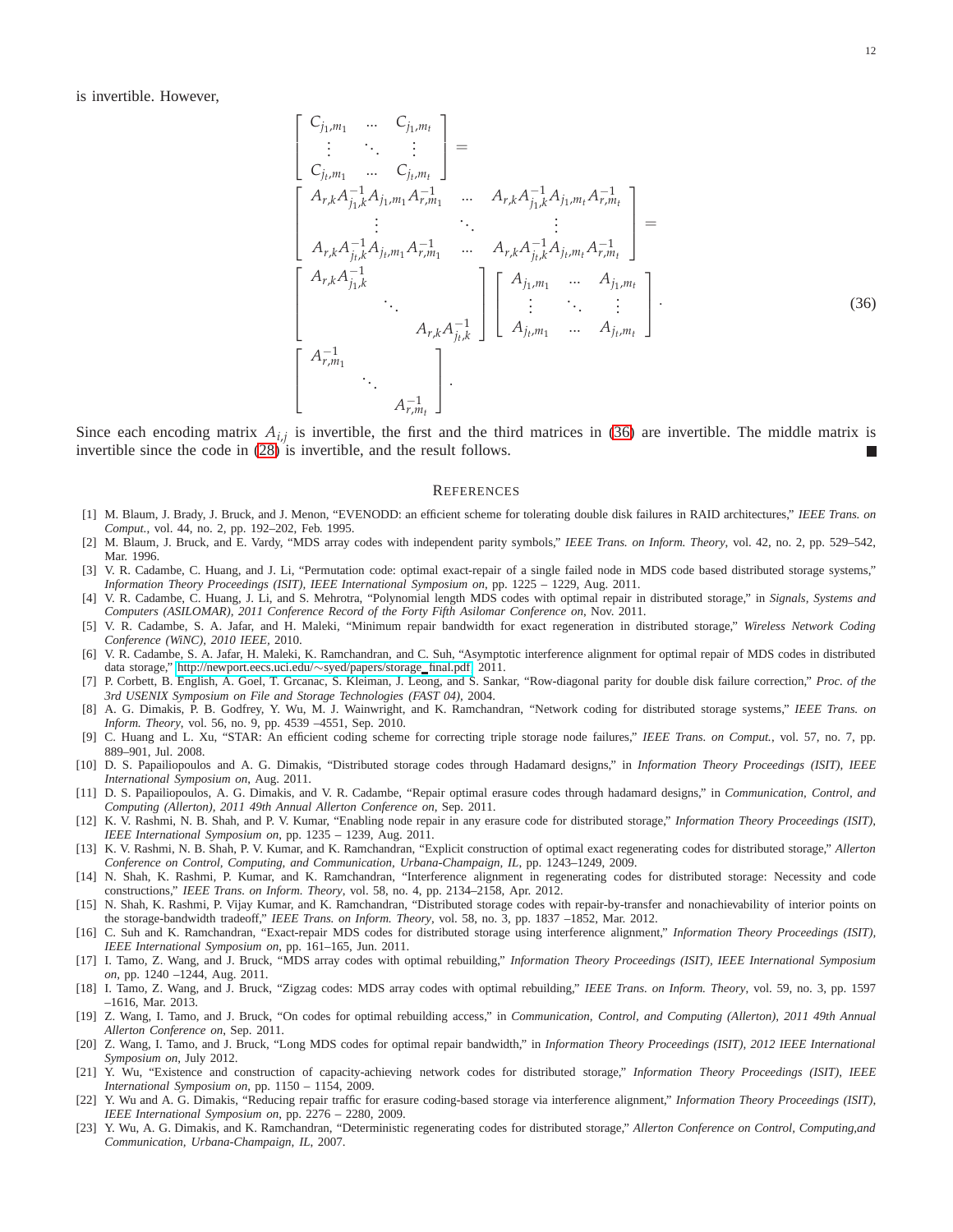is invertible. However,

$$
\begin{bmatrix} C_{j_1,m_1} & \dots & C_{j_1,m_t} \\ \vdots & \ddots & \vdots \\ C_{j_t,m_1} & \dots & C_{j_t,m_t} \end{bmatrix} =
$$

$$
\begin{bmatrix} A_{r,k}A_{j_1,k}^{-1}A_{j_1,m_1}A_{r,m_1}^{-1} & \dots & A_{r,k}A_{j_1,k}^{-1}A_{j_1,m_t}A_{r,m_t}^{-1} \\ \vdots & \ddots & \vdots \\ A_{r,k}A_{j_t,k}^{-1}A_{j_t,m_1}A_{r,m_1}^{-1} & \dots & A_{r,k}A_{j_t,k}^{-1}A_{j_t,m_t}A_{r,m_t}^{-1} \end{bmatrix} =
$$

$$
\begin{bmatrix} A_{r,k}A_{j_1,k}^{-1} & & \\ & \ddots & \\ & & A_{r,k}A_{j_t,k}^{-1} \end{bmatrix} \begin{bmatrix} A_{j_1,m_1} & \dots & A_{j_1,m_t} \\ \vdots & \ddots & \vdots \\ A_{j_t,m_1} & \dots & A_{j_t,m_t} \end{bmatrix} \cdot \tag{36}
$$

$$
\begin{bmatrix} A_{r,m_1}^{-1} & & \\ & \ddots & \\ & & A_{r,m_t}^{-1} \end{bmatrix}.
$$

Since each encoding matrix $A_{i,j}$ is invertible, the first and the third matrices in (36) are invertible. The middle matrix is invertible since the code in (28) is invertible, and the result follows. ∎

## References

[1] M. Blaum, J. Brady, J. Bruck, and J. Menon, "EVENODD: an efficient scheme for tolerating double disk failures in RAID architectures," *IEEE Trans. on Comput.*, vol. 44, no. 2, pp. 192–202, Feb. 1995.

[2] M. Blaum, J. Bruck, and E. Vardy, "MDS array codes with independent parity symbols," *IEEE Trans. on Inform. Theory*, vol. 42, no. 2, pp. 529–542, Mar. 1996.

[3] V. R. Cadambe, C. Huang, and J. Li, "Permutation code: optimal exact-repair of a single failed node in MDS code based distributed storage systems," *Information Theory Proceedings (ISIT), IEEE International Symposium on*, pp. 1225 – 1229, Aug. 2011.

[4] V. R. Cadambe, C. Huang, J. Li, and S. Mehrotra, "Polynomial length MDS codes with optimal repair in distributed storage," in *Signals, Systems and Computers (ASILOMAR), 2011 Conference Record of the Forty Fifth Asilomar Conference on*, Nov. 2011.

[5] V. R. Cadambe, S. A. Jafar, and H. Maleki, "Minimum repair bandwidth for exact regeneration in distributed storage," *Wireless Network Coding Conference (WiNC), 2010 IEEE*, 2010.

[6] V. R. Cadambe, S. A. Jafar, H. Maleki, K. Ramchandran, and C. Suh, "Asymptotic interference alignment for optimal repair of MDS codes in distributed data storage," http://newport.eecs.uci.edu/~syed/papers/storage_final.pdf, 2011.

[7] P. Corbett, B. English, A. Goel, T. Grcanac, S. Kleiman, J. Leong, and S. Sankar, "Row-diagonal parity for double disk failure correction," *Proc. of the 3rd USENIX Symposium on File and Storage Technologies (FAST 04)*, 2004.

[8] A. G. Dimakis, P. B. Godfrey, Y. Wu, M. J. Wainwright, and K. Ramchandran, "Network coding for distributed storage systems," *IEEE Trans. on Inform. Theory*, vol. 56, no. 9, pp. 4539 –4551, Sep. 2010.

[9] C. Huang and L. Xu, "STAR: An efficient coding scheme for correcting triple storage node failures," *IEEE Trans. on Comput.*, vol. 57, no. 7, pp. 889–901, Jul. 2008.

[10] D. S. Papailiopoulos and A. G. Dimakis, "Distributed storage codes through Hadamard designs," in *Information Theory Proceedings (ISIT), IEEE International Symposium on*, Aug. 2011.

[11] D. S. Papailiopoulos, A. G. Dimakis, and V. R. Cadambe, "Repair optimal erasure codes through hadamard designs," in *Communication, Control, and Computing (Allerton), 2011 49th Annual Allerton Conference on*, Sep. 2011.

[12] K. V. Rashmi, N. B. Shah, and P. V. Kumar, "Enabling node repair in any erasure code for distributed storage," *Information Theory Proceedings (ISIT), IEEE International Symposium on*, pp. 1235 – 1239, Aug. 2011.

[13] K. V. Rashmi, N. B. Shah, P. V. Kumar, and K. Ramchandran, "Explicit construction of optimal exact regenerating codes for distributed storage," *Allerton Conference on Control, Computing, and Communication, Urbana-Champaign, IL*, pp. 1243–1249, 2009.

[14] N. Shah, K. Rashmi, P. Kumar, and K. Ramchandran, "Interference alignment in regenerating codes for distributed storage: Necessity and code constructions," *IEEE Trans. on Inform. Theory*, vol. 58, no. 4, pp. 2134–2158, Apr. 2012.

[15] N. Shah, K. Rashmi, P. Vijay Kumar, and K. Ramchandran, "Distributed storage codes with repair-by-transfer and nonachievability of interior points on the storage-bandwidth tradeoff," *IEEE Trans. on Inform. Theory*, vol. 58, no. 3, pp. 1837 –1852, Mar. 2012.

[16] C. Suh and K. Ramchandran, "Exact-repair MDS codes for distributed storage using interference alignment," *Information Theory Proceedings (ISIT), IEEE International Symposium on*, pp. 161–165, Jun. 2011.

[17] I. Tamo, Z. Wang, and J. Bruck, "MDS array codes with optimal rebuilding," *Information Theory Proceedings (ISIT), IEEE International Symposium on*, pp. 1240 –1244, Aug. 2011.

[18] I. Tamo, Z. Wang, and J. Bruck, "Zigzag codes: MDS array codes with optimal rebuilding," *IEEE Trans. on Inform. Theory*, vol. 59, no. 3, pp. 1597 –1616, Mar. 2013.

[19] Z. Wang, I. Tamo, and J. Bruck, "On codes for optimal rebuilding access," in *Communication, Control, and Computing (Allerton), 2011 49th Annual Allerton Conference on*, Sep. 2011.

[20] Z. Wang, I. Tamo, and J. Bruck, "Long MDS codes for optimal repair bandwidth," in *Information Theory Proceedings (ISIT), 2012 IEEE International Symposium on*, July 2012.

[21] Y. Wu, "Existence and construction of capacity-achieving network codes for distributed storage," *Information Theory Proceedings (ISIT), IEEE International Symposium on*, pp. 1150 – 1154, 2009.

[22] Y. Wu and A. G. Dimakis, "Reducing repair traffic for erasure coding-based storage via interference alignment," *Information Theory Proceedings (ISIT), IEEE International Symposium on*, pp. 2276 – 2280, 2009.

[23] Y. Wu, A. G. Dimakis, and K. Ramchandran, "Deterministic regenerating codes for distributed storage," *Allerton Conference on Control, Computing,and Communication, Urbana-Champaign, IL*, 2007.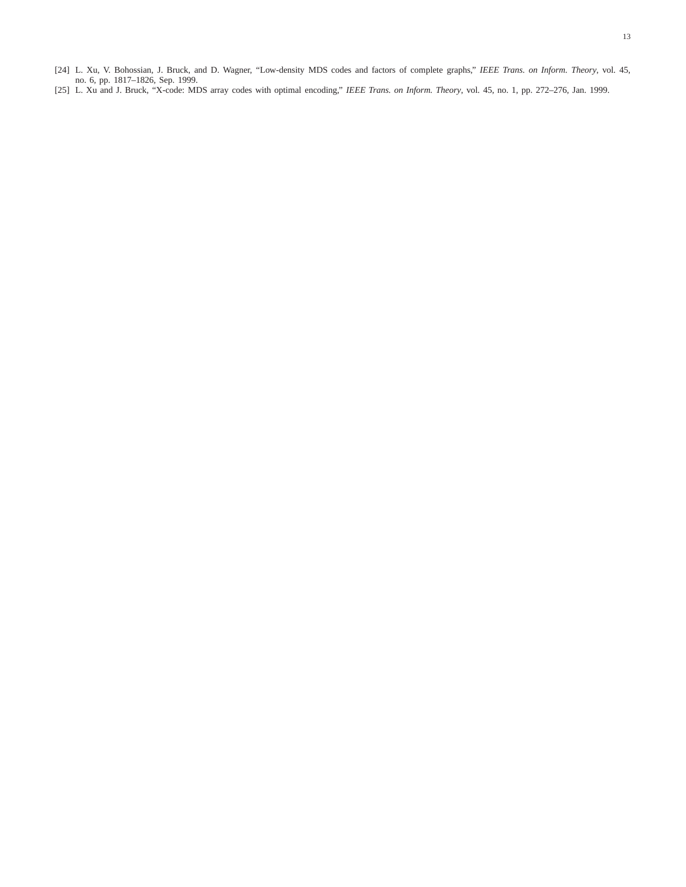[24] L. Xu, V. Bohossian, J. Bruck, and D. Wagner, "Low-density MDS codes and factors of complete graphs," *IEEE Trans. on Inform. Theory*, vol. 45, no. 6, pp. 1817–1826, Sep. 1999.

[25] L. Xu and J. Bruck, "X-code: MDS array codes with optimal encoding," *IEEE Trans. on Inform. Theory*, vol. 45, no. 1, pp. 272–276, Jan. 1999.